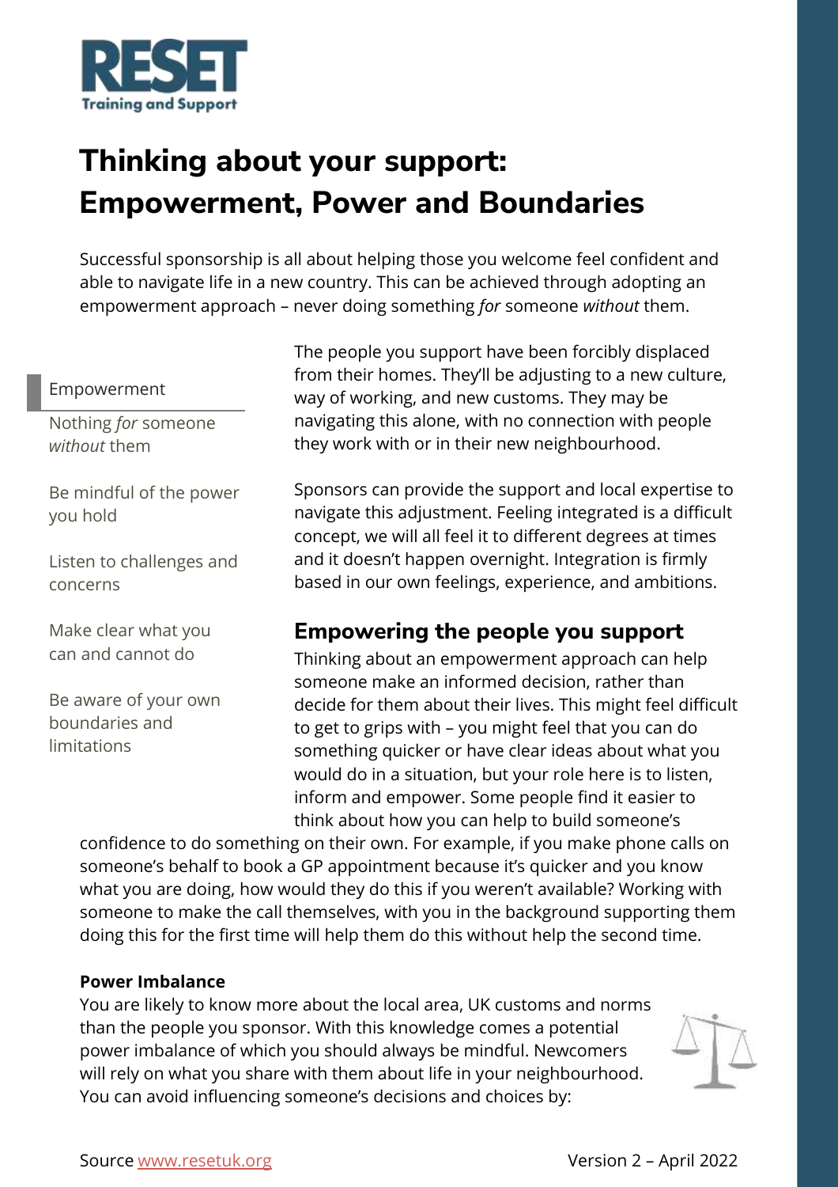RESET
Training and Support

# Thinking about your support: Empowerment, Power and Boundaries

Successful sponsorship is all about helping those you welcome feel confident and able to navigate life in a new country. This can be achieved through adopting an empowerment approach – never doing something *for* someone *without* them.

**Empowerment**

- Nothing *for* someone *without* them
- Be mindful of the power you hold
- Listen to challenges and concerns
- Make clear what you can and cannot do
- Be aware of your own boundaries and limitations

The people you support have been forcibly displaced from their homes. They'll be adjusting to a new culture, way of working, and new customs. They may be navigating this alone, with no connection with people they work with or in their new neighbourhood.

Sponsors can provide the support and local expertise to navigate this adjustment. Feeling integrated is a difficult concept, we will all feel it to different degrees at times and it doesn't happen overnight. Integration is firmly based in our own feelings, experience, and ambitions.

## Empowering the people you support

Thinking about an empowerment approach can help someone make an informed decision, rather than decide for them about their lives. This might feel difficult to get to grips with – you might feel that you can do something quicker or have clear ideas about what you would do in a situation, but your role here is to listen, inform and empower. Some people find it easier to think about how you can help to build someone's confidence to do something on their own. For example, if you make phone calls on someone's behalf to book a GP appointment because it's quicker and you know what you are doing, how would they do this if you weren't available? Working with someone to make the call themselves, with you in the background supporting them doing this for the first time will help them do this without help the second time.

**Power Imbalance**

You are likely to know more about the local area, UK customs and norms than the people you sponsor. With this knowledge comes a potential power imbalance of which you should always be mindful. Newcomers will rely on what you share with them about life in your neighbourhood. You can avoid influencing someone's decisions and choices by:

Source www.resetuk.org Version 2 – April 2022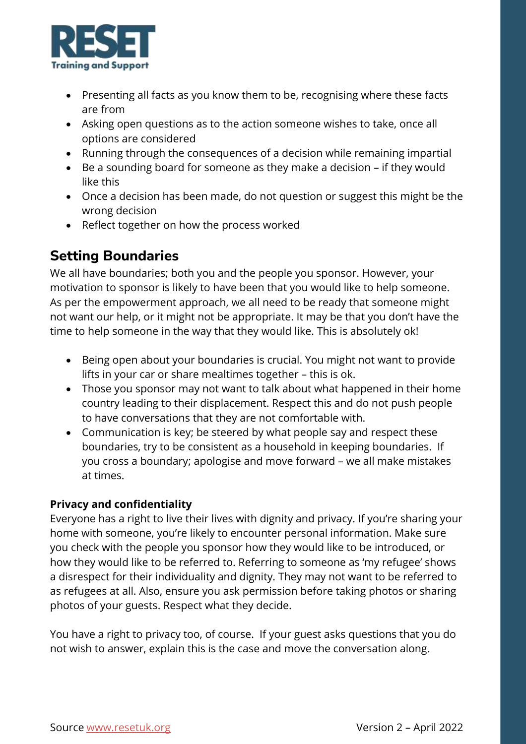- Presenting all facts as you know them to be, recognising where these facts are from
- Asking open questions as to the action someone wishes to take, once all options are considered
- Running through the consequences of a decision while remaining impartial
- Be a sounding board for someone as they make a decision – if they would like this
- Once a decision has been made, do not question or suggest this might be the wrong decision
- Reflect together on how the process worked

## Setting Boundaries

We all have boundaries; both you and the people you sponsor. However, your motivation to sponsor is likely to have been that you would like to help someone. As per the empowerment approach, we all need to be ready that someone might not want our help, or it might not be appropriate. It may be that you don't have the time to help someone in the way that they would like. This is absolutely ok!

- Being open about your boundaries is crucial. You might not want to provide lifts in your car or share mealtimes together – this is ok.
- Those you sponsor may not want to talk about what happened in their home country leading to their displacement. Respect this and do not push people to have conversations that they are not comfortable with.
- Communication is key; be steered by what people say and respect these boundaries, try to be consistent as a household in keeping boundaries. If you cross a boundary; apologise and move forward – we all make mistakes at times.

**Privacy and confidentiality**

Everyone has a right to live their lives with dignity and privacy. If you're sharing your home with someone, you're likely to encounter personal information. Make sure you check with the people you sponsor how they would like to be introduced, or how they would like to be referred to. Referring to someone as 'my refugee' shows a disrespect for their individuality and dignity. They may not want to be referred to as refugees at all. Also, ensure you ask permission before taking photos or sharing photos of your guests. Respect what they decide.

You have a right to privacy too, of course. If your guest asks questions that you do not wish to answer, explain this is the case and move the conversation along.